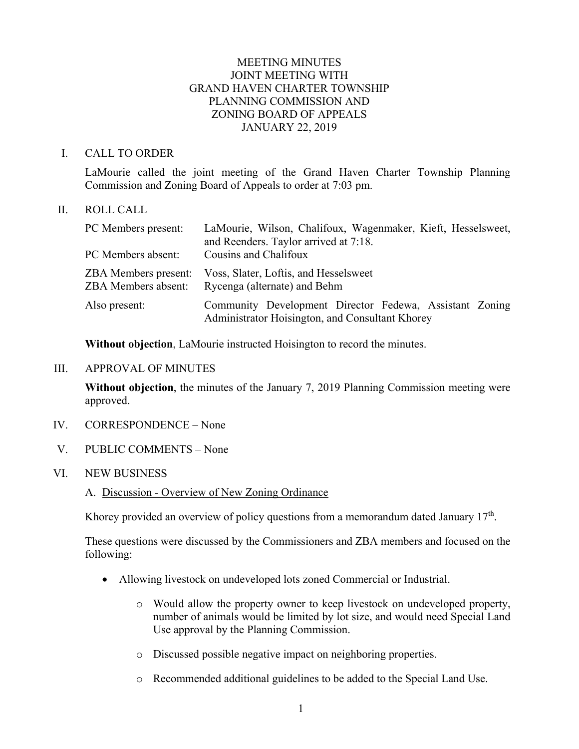# MEETING MINUTES
# JOINT MEETING WITH
# GRAND HAVEN CHARTER TOWNSHIP
# PLANNING COMMISSION AND
# ZONING BOARD OF APPEALS
# JANUARY 22, 2019

## I. CALL TO ORDER

LaMourie called the joint meeting of the Grand Haven Charter Township Planning Commission and Zoning Board of Appeals to order at 7:03 pm.

## II. ROLL CALL

| | |
|---|---|
| PC Members present: | LaMourie, Wilson, Chalifoux, Wagenmaker, Kieft, Hesselsweet, and Reenders. Taylor arrived at 7:18. |
| PC Members absent: | Cousins and Chalifoux |
| ZBA Members present: | Voss, Slater, Loftis, and Hesselsweet |
| ZBA Members absent: | Rycenga (alternate) and Behm |
| Also present: | Community Development Director Fedewa, Assistant Zoning Administrator Hoisington, and Consultant Khorey |

**Without objection**, LaMourie instructed Hoisington to record the minutes.

## III. APPROVAL OF MINUTES

**Without objection**, the minutes of the January 7, 2019 Planning Commission meeting were approved.

## IV. CORRESPONDENCE – None

## V. PUBLIC COMMENTS – None

## VI. NEW BUSINESS

A. Discussion - Overview of New Zoning Ordinance

Khorey provided an overview of policy questions from a memorandum dated January 17th.

These questions were discussed by the Commissioners and ZBA members and focused on the following:

- Allowing livestock on undeveloped lots zoned Commercial or Industrial.
  - Would allow the property owner to keep livestock on undeveloped property, number of animals would be limited by lot size, and would need Special Land Use approval by the Planning Commission.
  - Discussed possible negative impact on neighboring properties.
  - Recommended additional guidelines to be added to the Special Land Use.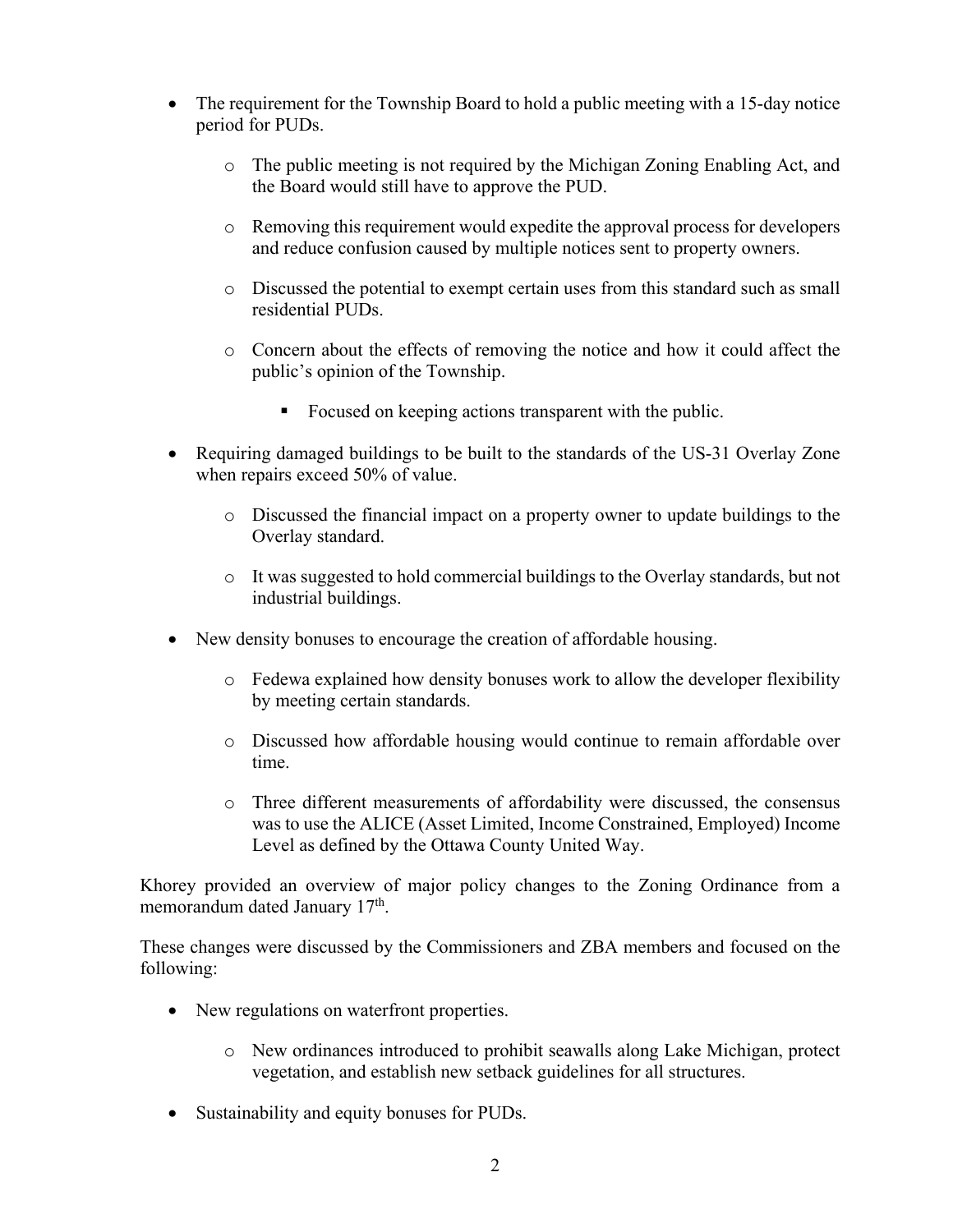- The requirement for the Township Board to hold a public meeting with a 15-day notice period for PUDs.
    - The public meeting is not required by the Michigan Zoning Enabling Act, and the Board would still have to approve the PUD.
    - Removing this requirement would expedite the approval process for developers and reduce confusion caused by multiple notices sent to property owners.
    - Discussed the potential to exempt certain uses from this standard such as small residential PUDs.
    - Concern about the effects of removing the notice and how it could affect the public's opinion of the Township.
        - Focused on keeping actions transparent with the public.
- Requiring damaged buildings to be built to the standards of the US-31 Overlay Zone when repairs exceed 50% of value.
    - Discussed the financial impact on a property owner to update buildings to the Overlay standard.
    - It was suggested to hold commercial buildings to the Overlay standards, but not industrial buildings.
- New density bonuses to encourage the creation of affordable housing.
    - Fedewa explained how density bonuses work to allow the developer flexibility by meeting certain standards.
    - Discussed how affordable housing would continue to remain affordable over time.
    - Three different measurements of affordability were discussed, the consensus was to use the ALICE (Asset Limited, Income Constrained, Employed) Income Level as defined by the Ottawa County United Way.

Khorey provided an overview of major policy changes to the Zoning Ordinance from a memorandum dated January 17th.

These changes were discussed by the Commissioners and ZBA members and focused on the following:

- New regulations on waterfront properties.
    - New ordinances introduced to prohibit seawalls along Lake Michigan, protect vegetation, and establish new setback guidelines for all structures.
- Sustainability and equity bonuses for PUDs.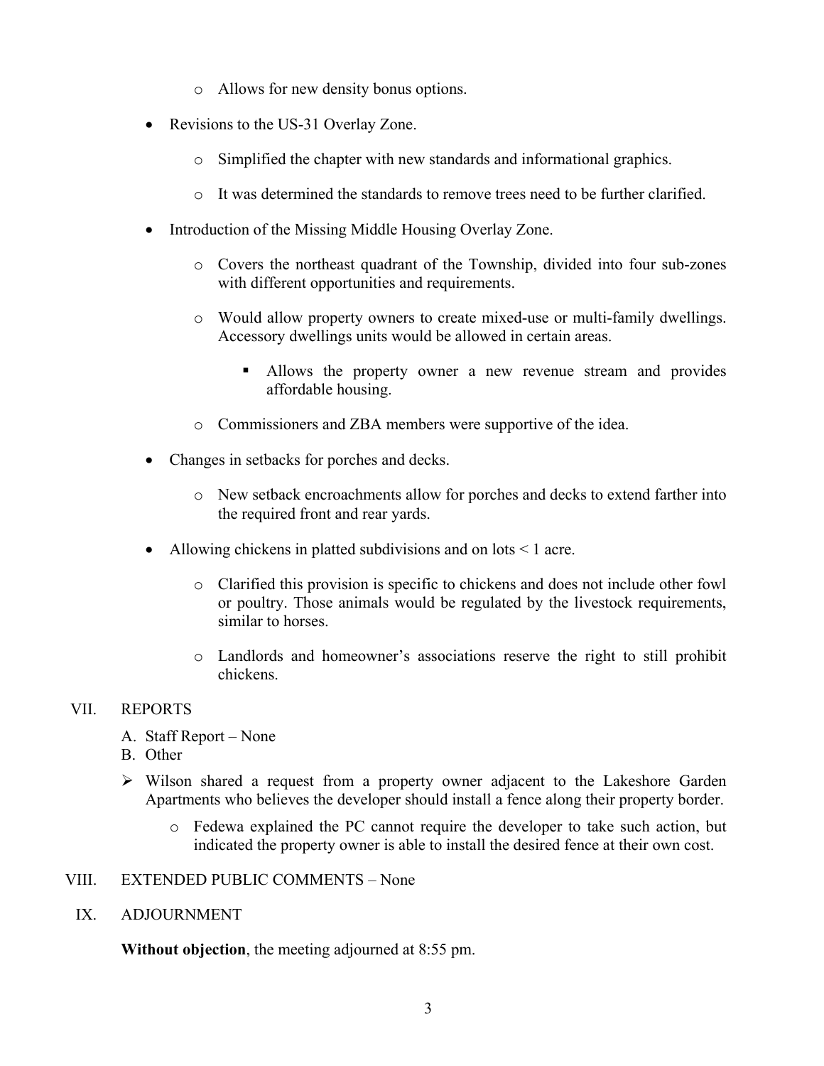- Allows for new density bonus options.

- Revisions to the US-31 Overlay Zone.
  - Simplified the chapter with new standards and informational graphics.
  - It was determined the standards to remove trees need to be further clarified.

- Introduction of the Missing Middle Housing Overlay Zone.
  - Covers the northeast quadrant of the Township, divided into four sub-zones with different opportunities and requirements.
  - Would allow property owners to create mixed-use or multi-family dwellings. Accessory dwellings units would be allowed in certain areas.
    - Allows the property owner a new revenue stream and provides affordable housing.
  - Commissioners and ZBA members were supportive of the idea.

- Changes in setbacks for porches and decks.
  - New setback encroachments allow for porches and decks to extend farther into the required front and rear yards.

- Allowing chickens in platted subdivisions and on lots < 1 acre.
  - Clarified this provision is specific to chickens and does not include other fowl or poultry. Those animals would be regulated by the livestock requirements, similar to horses.
  - Landlords and homeowner's associations reserve the right to still prohibit chickens.

VII. REPORTS

A. Staff Report – None
B. Other

- Wilson shared a request from a property owner adjacent to the Lakeshore Garden Apartments who believes the developer should install a fence along their property border.
  - Fedewa explained the PC cannot require the developer to take such action, but indicated the property owner is able to install the desired fence at their own cost.

VIII. EXTENDED PUBLIC COMMENTS – None

IX. ADJOURNMENT

**Without objection**, the meeting adjourned at 8:55 pm.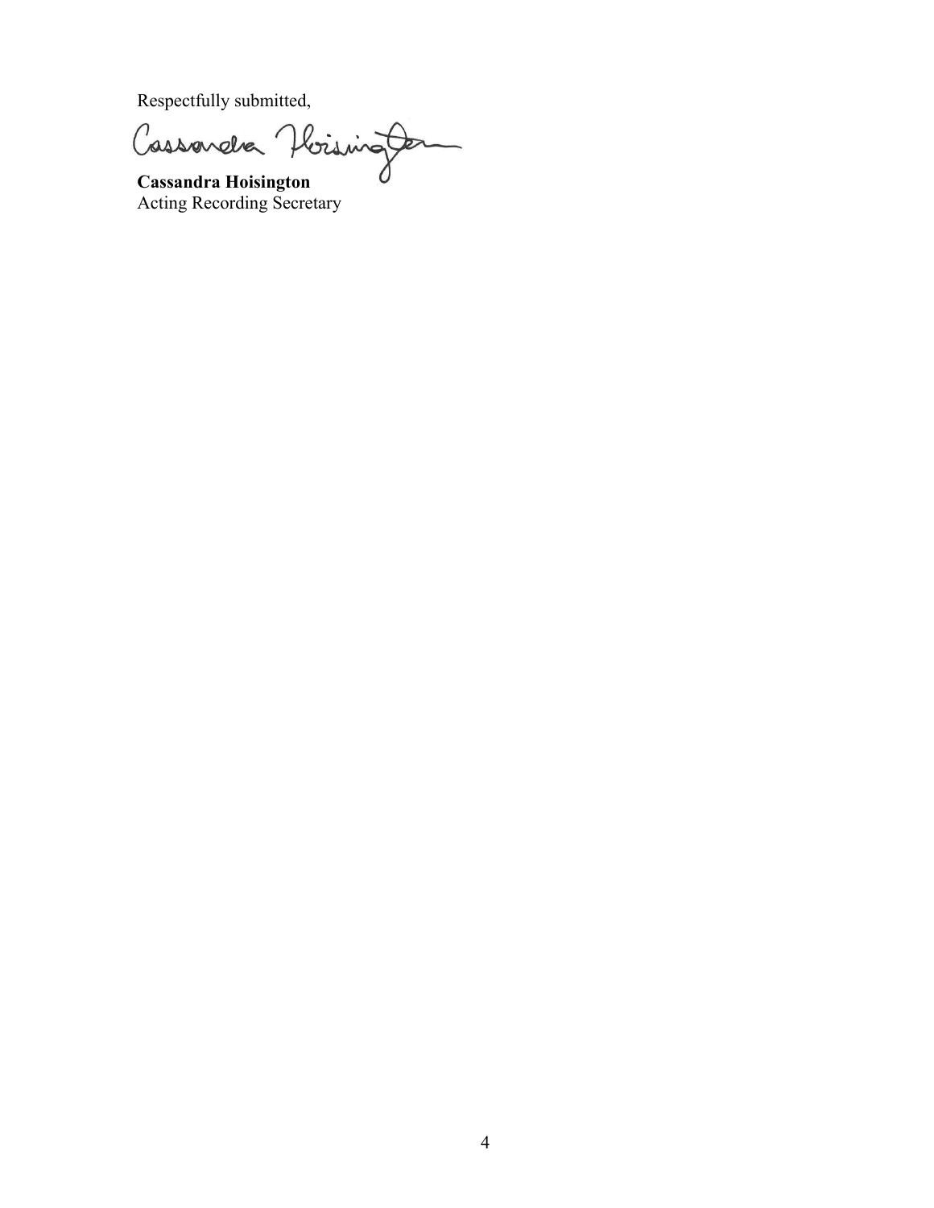Respectfully submitted,

**Cassandra Hoisington**
Acting Recording Secretary